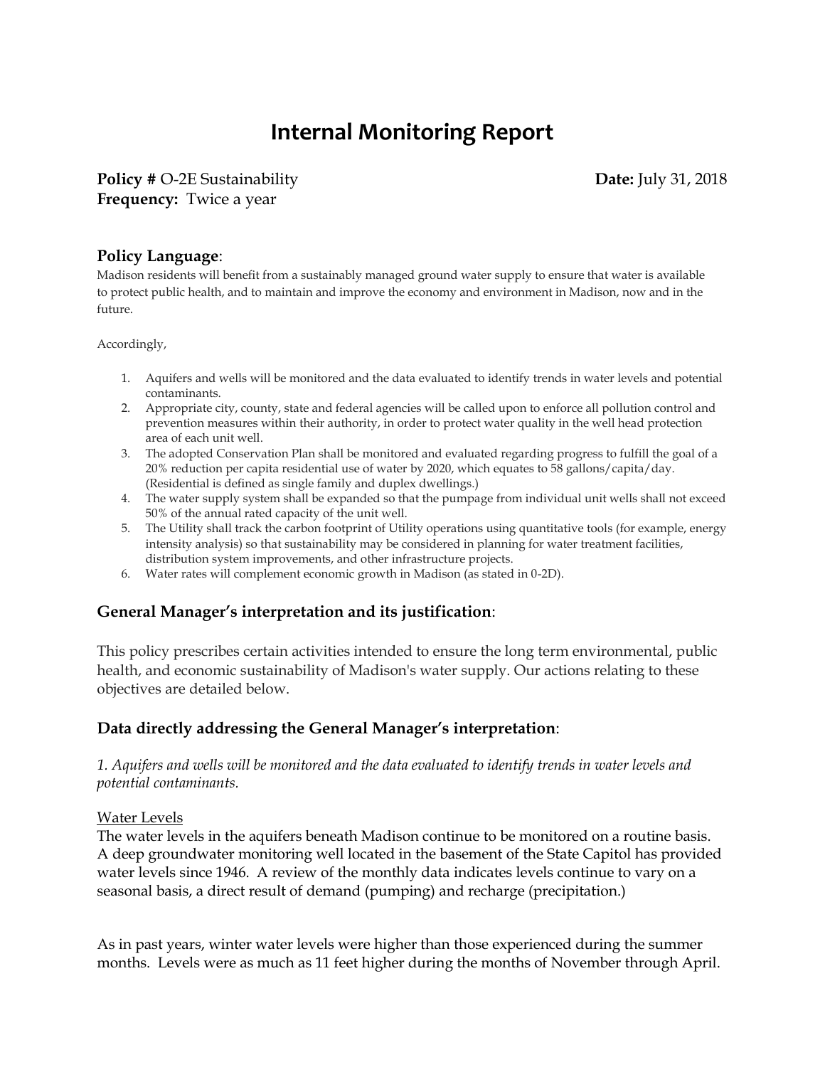# Internal Monitoring Report

**Policy #** O-2E Sustainability **Date:** July 31, 2018
**Frequency:** Twice a year

### Policy Language:

Madison residents will benefit from a sustainably managed ground water supply to ensure that water is available to protect public health, and to maintain and improve the economy and environment in Madison, now and in the future.

Accordingly,

1. Aquifers and wells will be monitored and the data evaluated to identify trends in water levels and potential contaminants.
2. Appropriate city, county, state and federal agencies will be called upon to enforce all pollution control and prevention measures within their authority, in order to protect water quality in the well head protection area of each unit well.
3. The adopted Conservation Plan shall be monitored and evaluated regarding progress to fulfill the goal of a 20% reduction per capita residential use of water by 2020, which equates to 58 gallons/capita/day. (Residential is defined as single family and duplex dwellings.)
4. The water supply system shall be expanded so that the pumpage from individual unit wells shall not exceed 50% of the annual rated capacity of the unit well.
5. The Utility shall track the carbon footprint of Utility operations using quantitative tools (for example, energy intensity analysis) so that sustainability may be considered in planning for water treatment facilities, distribution system improvements, and other infrastructure projects.
6. Water rates will complement economic growth in Madison (as stated in 0-2D).

### General Manager's interpretation and its justification:

This policy prescribes certain activities intended to ensure the long term environmental, public health, and economic sustainability of Madison's water supply. Our actions relating to these objectives are detailed below.

### Data directly addressing the General Manager's interpretation:

*1. Aquifers and wells will be monitored and the data evaluated to identify trends in water levels and potential contaminants.*

<u>Water Levels</u>

The water levels in the aquifers beneath Madison continue to be monitored on a routine basis. A deep groundwater monitoring well located in the basement of the State Capitol has provided water levels since 1946. A review of the monthly data indicates levels continue to vary on a seasonal basis, a direct result of demand (pumping) and recharge (precipitation.)

As in past years, winter water levels were higher than those experienced during the summer months. Levels were as much as 11 feet higher during the months of November through April.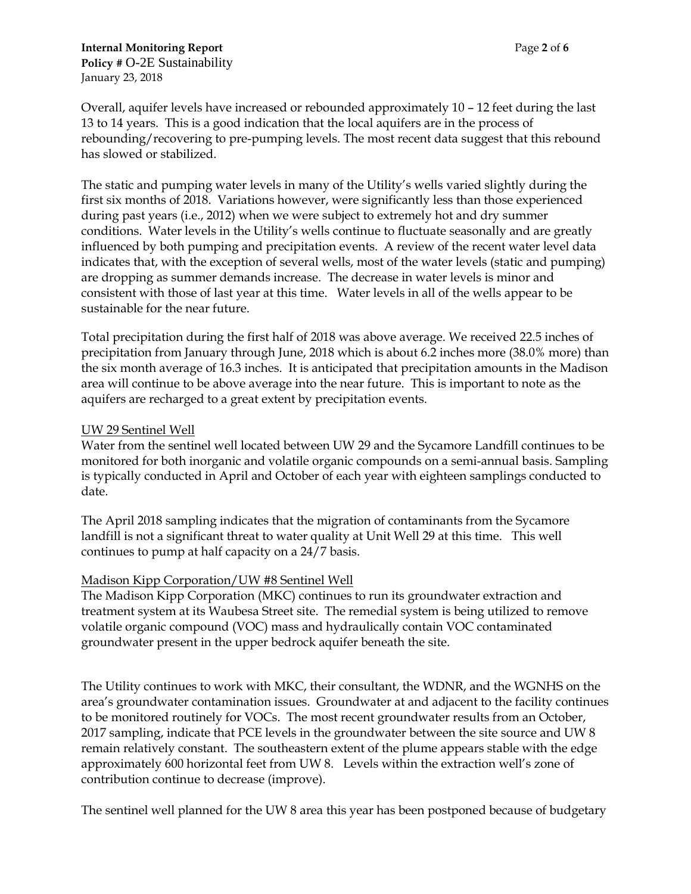Overall, aquifer levels have increased or rebounded approximately 10 – 12 feet during the last 13 to 14 years. This is a good indication that the local aquifers are in the process of rebounding/recovering to pre-pumping levels. The most recent data suggest that this rebound has slowed or stabilized.

The static and pumping water levels in many of the Utility's wells varied slightly during the first six months of 2018. Variations however, were significantly less than those experienced during past years (i.e., 2012) when we were subject to extremely hot and dry summer conditions. Water levels in the Utility's wells continue to fluctuate seasonally and are greatly influenced by both pumping and precipitation events. A review of the recent water level data indicates that, with the exception of several wells, most of the water levels (static and pumping) are dropping as summer demands increase. The decrease in water levels is minor and consistent with those of last year at this time. Water levels in all of the wells appear to be sustainable for the near future.

Total precipitation during the first half of 2018 was above average. We received 22.5 inches of precipitation from January through June, 2018 which is about 6.2 inches more (38.0% more) than the six month average of 16.3 inches. It is anticipated that precipitation amounts in the Madison area will continue to be above average into the near future. This is important to note as the aquifers are recharged to a great extent by precipitation events.

UW 29 Sentinel Well

Water from the sentinel well located between UW 29 and the Sycamore Landfill continues to be monitored for both inorganic and volatile organic compounds on a semi-annual basis. Sampling is typically conducted in April and October of each year with eighteen samplings conducted to date.

The April 2018 sampling indicates that the migration of contaminants from the Sycamore landfill is not a significant threat to water quality at Unit Well 29 at this time. This well continues to pump at half capacity on a 24/7 basis.

Madison Kipp Corporation/UW #8 Sentinel Well

The Madison Kipp Corporation (MKC) continues to run its groundwater extraction and treatment system at its Waubesa Street site. The remedial system is being utilized to remove volatile organic compound (VOC) mass and hydraulically contain VOC contaminated groundwater present in the upper bedrock aquifer beneath the site.

The Utility continues to work with MKC, their consultant, the WDNR, and the WGNHS on the area's groundwater contamination issues. Groundwater at and adjacent to the facility continues to be monitored routinely for VOCs. The most recent groundwater results from an October, 2017 sampling, indicate that PCE levels in the groundwater between the site source and UW 8 remain relatively constant. The southeastern extent of the plume appears stable with the edge approximately 600 horizontal feet from UW 8. Levels within the extraction well's zone of contribution continue to decrease (improve).

The sentinel well planned for the UW 8 area this year has been postponed because of budgetary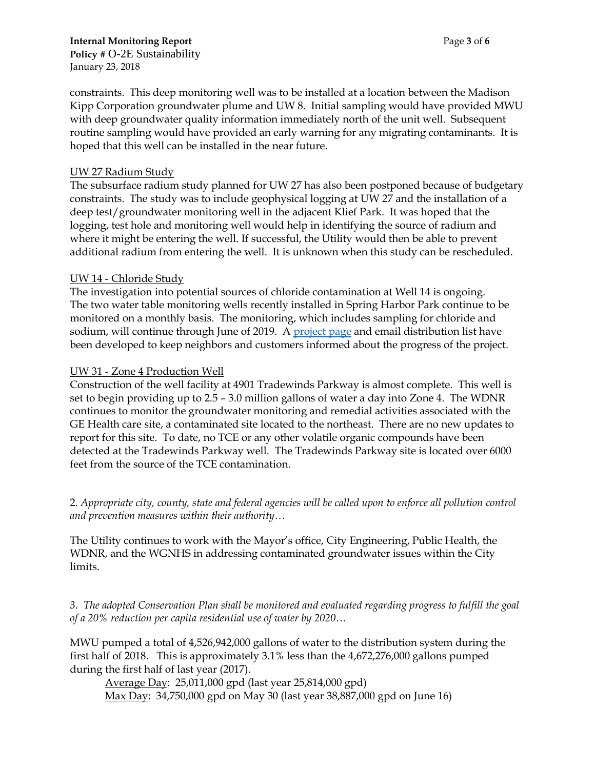constraints. This deep monitoring well was to be installed at a location between the Madison Kipp Corporation groundwater plume and UW 8. Initial sampling would have provided MWU with deep groundwater quality information immediately north of the unit well. Subsequent routine sampling would have provided an early warning for any migrating contaminants. It is hoped that this well can be installed in the near future.

<u>UW 27 Radium Study</u>

The subsurface radium study planned for UW 27 has also been postponed because of budgetary constraints. The study was to include geophysical logging at UW 27 and the installation of a deep test/groundwater monitoring well in the adjacent Klief Park. It was hoped that the logging, test hole and monitoring well would help in identifying the source of radium and where it might be entering the well. If successful, the Utility would then be able to prevent additional radium from entering the well. It is unknown when this study can be rescheduled.

<u>UW 14 - Chloride Study</u>

The investigation into potential sources of chloride contamination at Well 14 is ongoing. The two water table monitoring wells recently installed in Spring Harbor Park continue to be monitored on a monthly basis. The monitoring, which includes sampling for chloride and sodium, will continue through June of 2019. A project page and email distribution list have been developed to keep neighbors and customers informed about the progress of the project.

<u>UW 31 - Zone 4 Production Well</u>

Construction of the well facility at 4901 Tradewinds Parkway is almost complete. This well is set to begin providing up to 2.5 – 3.0 million gallons of water a day into Zone 4. The WDNR continues to monitor the groundwater monitoring and remedial activities associated with the GE Health care site, a contaminated site located to the northeast. There are no new updates to report for this site. To date, no TCE or any other volatile organic compounds have been detected at the Tradewinds Parkway well. The Tradewinds Parkway site is located over 6000 feet from the source of the TCE contamination.

2. *Appropriate city, county, state and federal agencies will be called upon to enforce all pollution control and prevention measures within their authority…*

The Utility continues to work with the Mayor's office, City Engineering, Public Health, the WDNR, and the WGNHS in addressing contaminated groundwater issues within the City limits.

*3. The adopted Conservation Plan shall be monitored and evaluated regarding progress to fulfill the goal of a 20% reduction per capita residential use of water by 2020…*

MWU pumped a total of 4,526,942,000 gallons of water to the distribution system during the first half of 2018. This is approximately 3.1% less than the 4,672,276,000 gallons pumped during the first half of last year (2017).

<u>Average Day</u>: 25,011,000 gpd (last year 25,814,000 gpd)
<u>Max Day</u>: 34,750,000 gpd on May 30 (last year 38,887,000 gpd on June 16)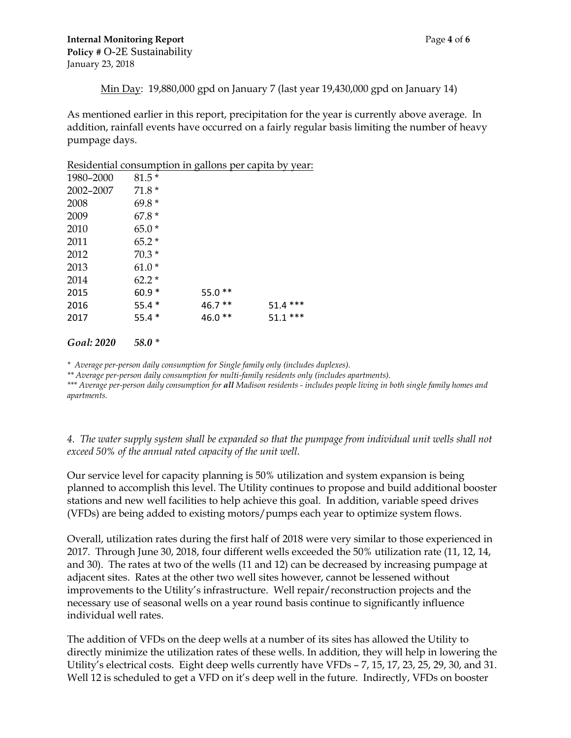<u>Min Day</u>: 19,880,000 gpd on January 7 (last year 19,430,000 gpd on January 14)

As mentioned earlier in this report, precipitation for the year is currently above average. In addition, rainfall events have occurred on a fairly regular basis limiting the number of heavy pumpage days.

<u>Residential consumption in gallons per capita by year:</u>

| | | | |
|---|---|---|---|
| 1980–2000 | 81.5 * | | |
| 2002–2007 | 71.8 * | | |
| 2008 | 69.8 * | | |
| 2009 | 67.8 * | | |
| 2010 | 65.0 * | | |
| 2011 | 65.2 * | | |
| 2012 | 70.3 * | | |
| 2013 | 61.0 * | | |
| 2014 | 62.2 * | | |
| 2015 | 60.9 * | 55.0 ** | |
| 2016 | 55.4 * | 46.7 ** | 51.4 *** |
| 2017 | 55.4 * | 46.0 ** | 51.1 *** |
| ***Goal: 2020*** | ***58.0 **** | | |

*\* Average per-person daily consumption for Single family only (includes duplexes).*

*\*\* Average per-person daily consumption for multi-family residents only (includes apartments).*

*\*\*\* Average per-person daily consumption for **all** Madison residents - includes people living in both single family homes and apartments.*

*4. The water supply system shall be expanded so that the pumpage from individual unit wells shall not exceed 50% of the annual rated capacity of the unit well.*

Our service level for capacity planning is 50% utilization and system expansion is being planned to accomplish this level. The Utility continues to propose and build additional booster stations and new well facilities to help achieve this goal. In addition, variable speed drives (VFDs) are being added to existing motors/pumps each year to optimize system flows.

Overall, utilization rates during the first half of 2018 were very similar to those experienced in 2017. Through June 30, 2018, four different wells exceeded the 50% utilization rate (11, 12, 14, and 30). The rates at two of the wells (11 and 12) can be decreased by increasing pumpage at adjacent sites. Rates at the other two well sites however, cannot be lessened without improvements to the Utility's infrastructure. Well repair/reconstruction projects and the necessary use of seasonal wells on a year round basis continue to significantly influence individual well rates.

The addition of VFDs on the deep wells at a number of its sites has allowed the Utility to directly minimize the utilization rates of these wells. In addition, they will help in lowering the Utility's electrical costs. Eight deep wells currently have VFDs – 7, 15, 17, 23, 25, 29, 30, and 31. Well 12 is scheduled to get a VFD on it's deep well in the future. Indirectly, VFDs on booster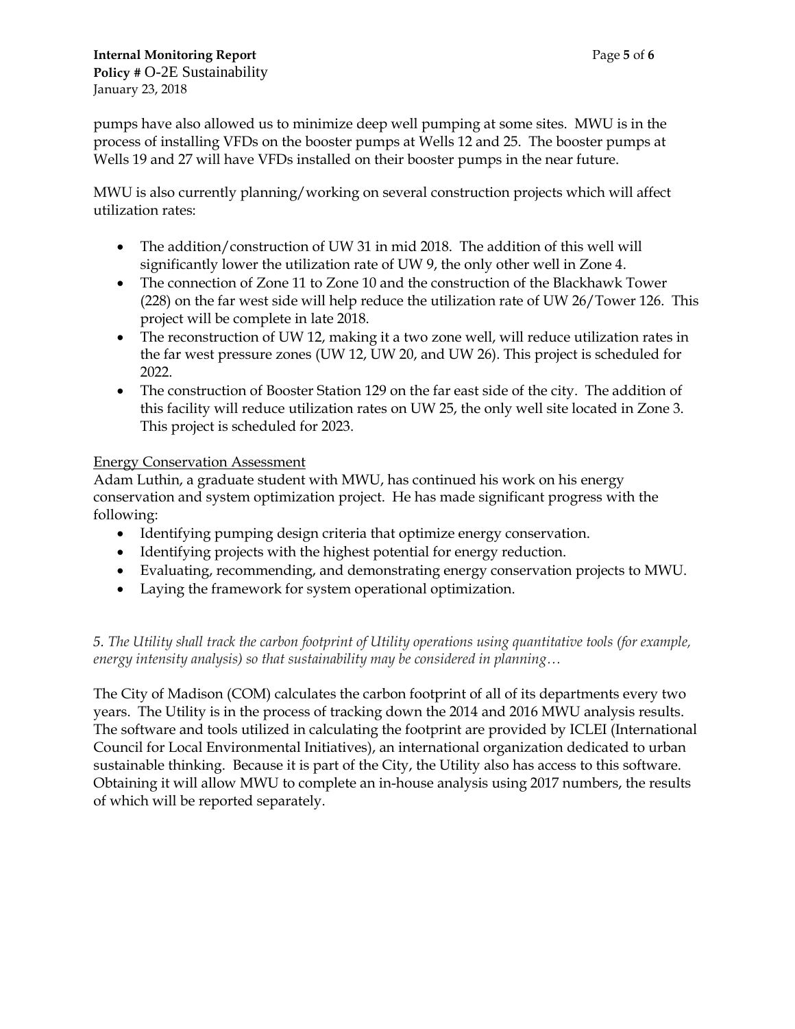pumps have also allowed us to minimize deep well pumping at some sites. MWU is in the process of installing VFDs on the booster pumps at Wells 12 and 25. The booster pumps at Wells 19 and 27 will have VFDs installed on their booster pumps in the near future.

MWU is also currently planning/working on several construction projects which will affect utilization rates:

- The addition/construction of UW 31 in mid 2018. The addition of this well will significantly lower the utilization rate of UW 9, the only other well in Zone 4.
- The connection of Zone 11 to Zone 10 and the construction of the Blackhawk Tower (228) on the far west side will help reduce the utilization rate of UW 26/Tower 126. This project will be complete in late 2018.
- The reconstruction of UW 12, making it a two zone well, will reduce utilization rates in the far west pressure zones (UW 12, UW 20, and UW 26). This project is scheduled for 2022.
- The construction of Booster Station 129 on the far east side of the city. The addition of this facility will reduce utilization rates on UW 25, the only well site located in Zone 3. This project is scheduled for 2023.

<u>Energy Conservation Assessment</u>

Adam Luthin, a graduate student with MWU, has continued his work on his energy conservation and system optimization project. He has made significant progress with the following:

- Identifying pumping design criteria that optimize energy conservation.
- Identifying projects with the highest potential for energy reduction.
- Evaluating, recommending, and demonstrating energy conservation projects to MWU.
- Laying the framework for system operational optimization.

*5. The Utility shall track the carbon footprint of Utility operations using quantitative tools (for example, energy intensity analysis) so that sustainability may be considered in planning…*

The City of Madison (COM) calculates the carbon footprint of all of its departments every two years. The Utility is in the process of tracking down the 2014 and 2016 MWU analysis results. The software and tools utilized in calculating the footprint are provided by ICLEI (International Council for Local Environmental Initiatives), an international organization dedicated to urban sustainable thinking. Because it is part of the City, the Utility also has access to this software. Obtaining it will allow MWU to complete an in-house analysis using 2017 numbers, the results of which will be reported separately.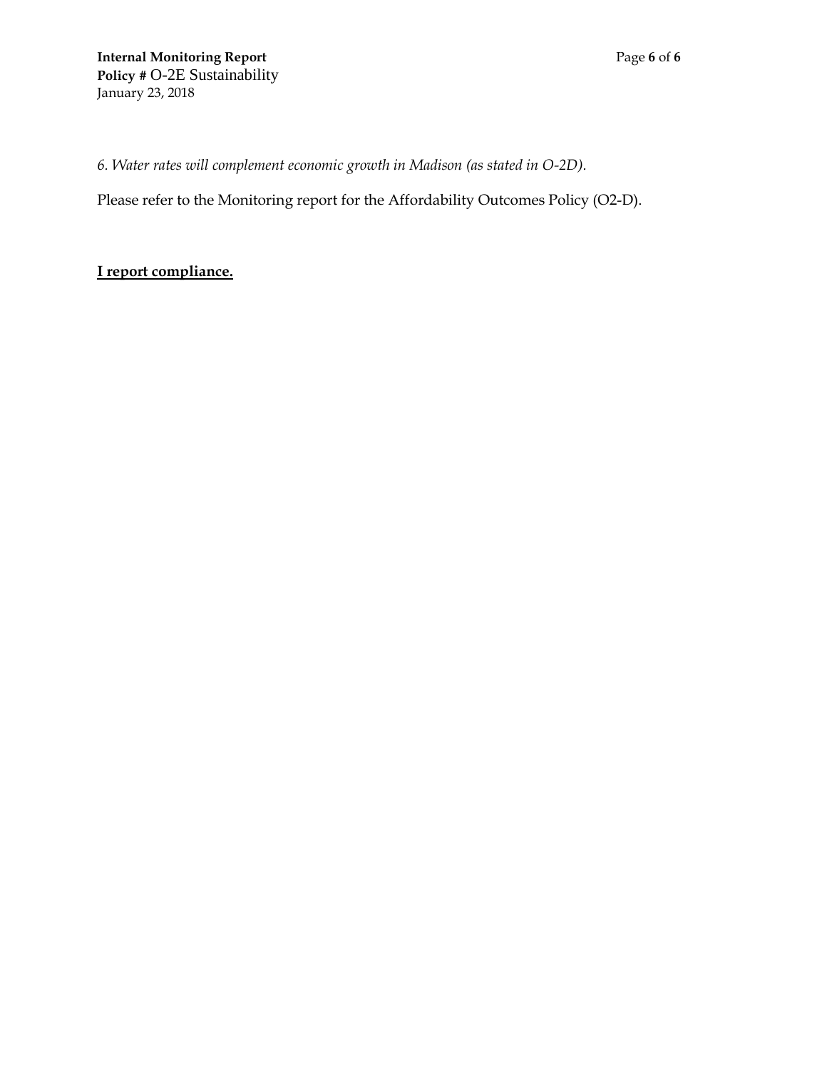*6. Water rates will complement economic growth in Madison (as stated in O-2D).*

Please refer to the Monitoring report for the Affordability Outcomes Policy (O2-D).

<u>**I report compliance.**</u>